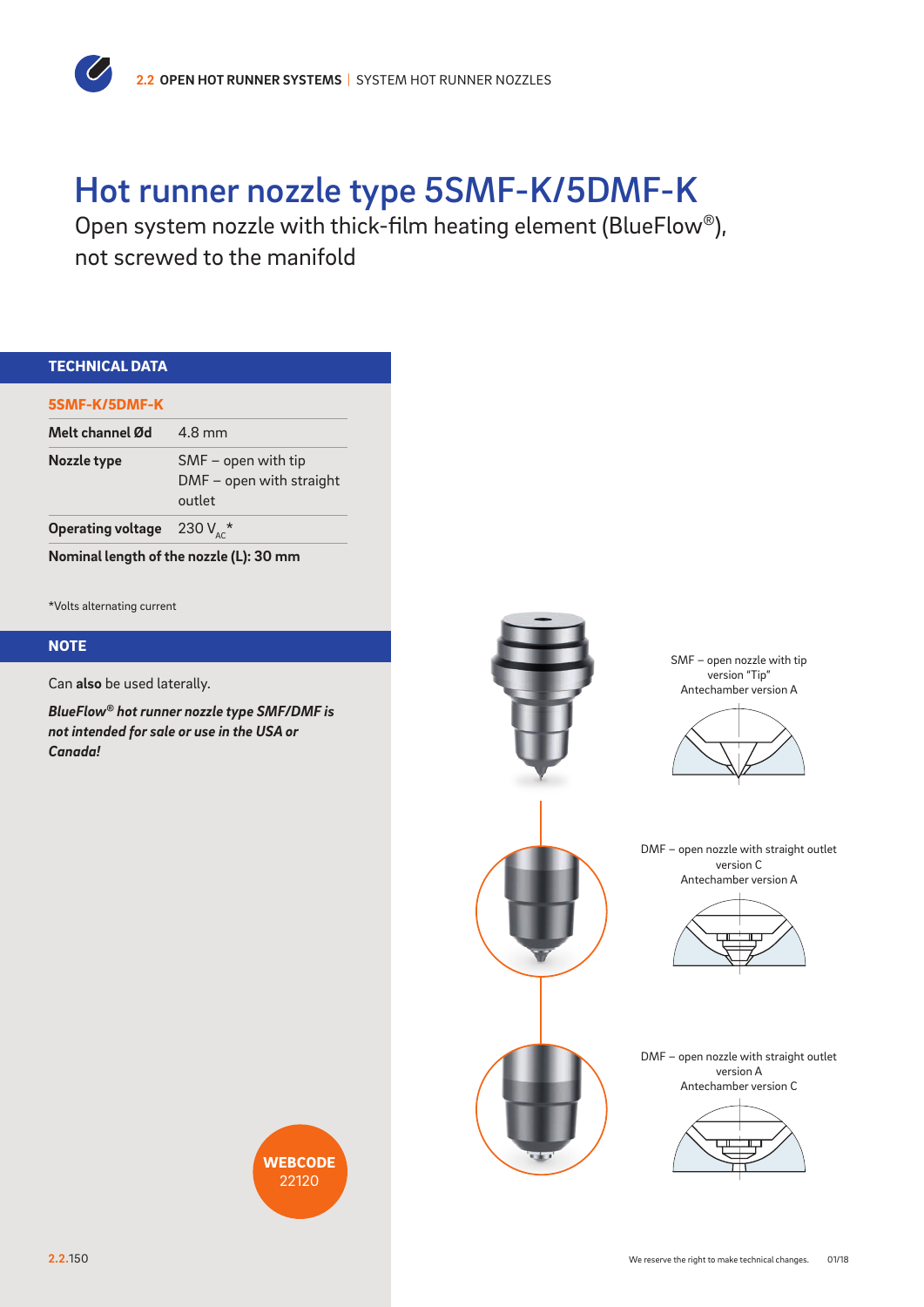# Hot runner nozzle type 5SMF-K/5DMF-K

Open system nozzle with thick-film heating element (BlueFlow®), not screwed to the manifold

## TECHNICAL DATA

**5SMF-K/5DMF-K**

| | |
|---|---|
| **Melt channel Ød** | 4.8 mm |
| **Nozzle type** | SMF – open with tip<br>DMF – open with straight outlet |
| **Operating voltage** | 230 $V_{AC}$* |
| **Nominal length of the nozzle (L): 30 mm** | |

*Volts alternating current

## NOTE

Can **also** be used laterally.

***BlueFlow® hot runner nozzle type SMF/DMF is not intended for sale or use in the USA or Canada!***

SMF – open nozzle with tip
version "Tip"
Antechamber version A

DMF – open nozzle with straight outlet
version C
Antechamber version A

DMF – open nozzle with straight outlet
version A
Antechamber version C

**WEBCODE** 22120

We reserve the right to make technical changes. 01/18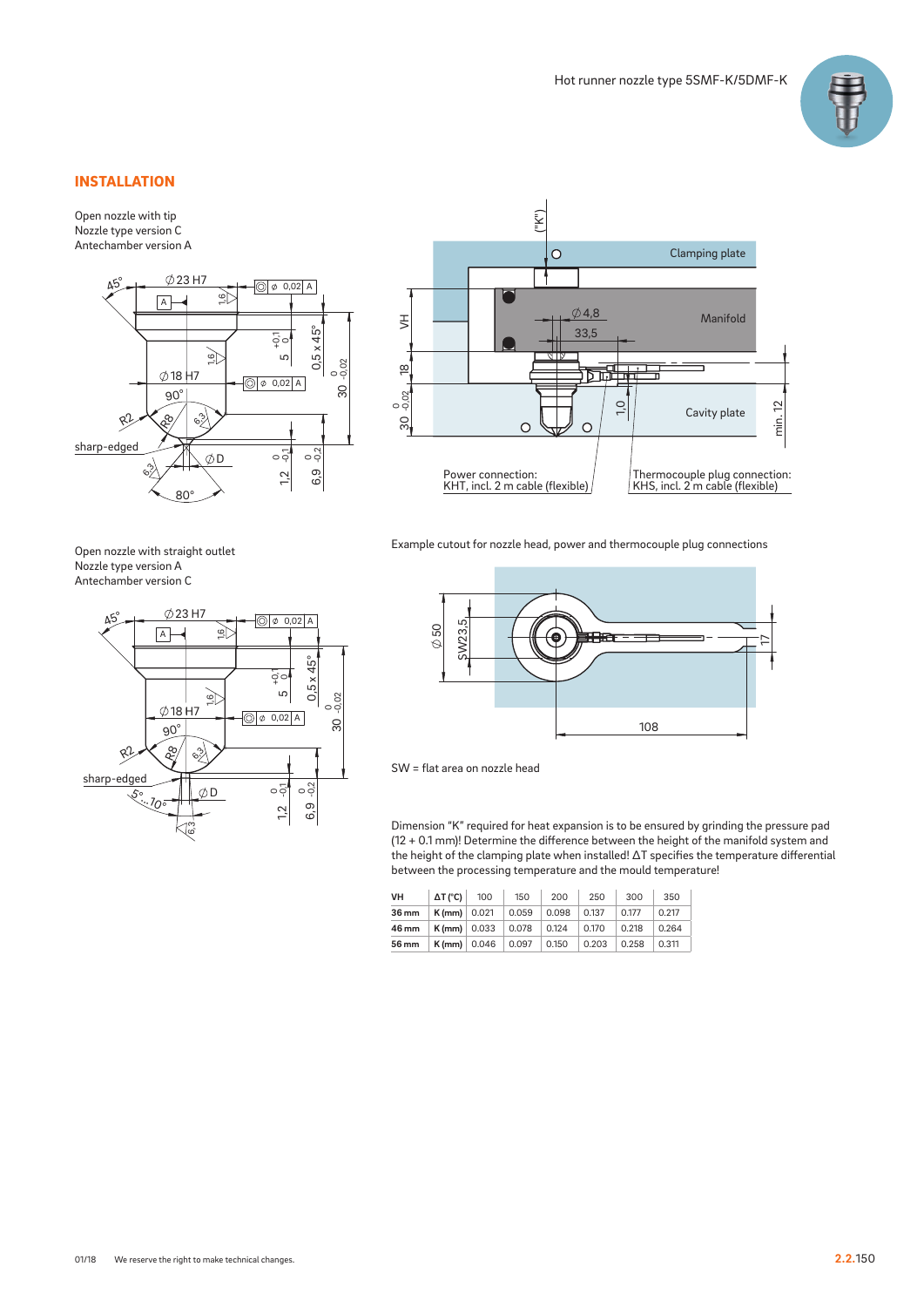## INSTALLATION

Open nozzle with tip
Nozzle type version C
Antechamber version A

45°
∅23 H7
A
1,6
∅ 0,02 A
+0,1
0
5
0,5 x 45°
0
-0,02
30
∅18 H7
1,6
∅ 0,02 A
90°
R2
R8
6,3
sharp-edged
6,3
∅D
80°
0
-0,1
1,2
0
-0,2
6,9

("K")
Clamping plate
VH
∅4,8
33,5
Manifold
18
0
-0,02
30
1,0
Cavity plate
min. 12
Power connection:
KHT, incl. 2 m cable (flexible)
Thermocouple plug connection:
KHS, incl. 2 m cable (flexible)

Open nozzle with straight outlet
Nozzle type version A
Antechamber version C

45°
∅23 H7
A
1,6
∅ 0,02 A
+0,1
0
5
0,5 x 45°
0
-0,02
30
∅18 H7
1,6
∅ 0,02 A
90°
R2
R8
6,3
sharp-edged
5°...10°
∅D
6,3
0
-0,1
1,2
0
-0,2
6,9

Example cutout for nozzle head, power and thermocouple plug connections

∅ 50
SW23,5
17
108

SW = flat area on nozzle head

Dimension "K" required for heat expansion is to be ensured by grinding the pressure pad (12 + 0.1 mm)! Determine the difference between the height of the manifold system and the height of the clamping plate when installed! ΔT specifies the temperature differential between the processing temperature and the mould temperature!

| VH | ΔT (°C) | 100 | 150 | 200 | 250 | 300 | 350 |
|---|---|---|---|---|---|---|---|
| 36 mm | K (mm) | 0.021 | 0.059 | 0.098 | 0.137 | 0.177 | 0.217 |
| 46 mm | K (mm) | 0.033 | 0.078 | 0.124 | 0.170 | 0.218 | 0.264 |
| 56 mm | K (mm) | 0.046 | 0.097 | 0.150 | 0.203 | 0.258 | 0.311 |

01/18 We reserve the right to make technical changes.